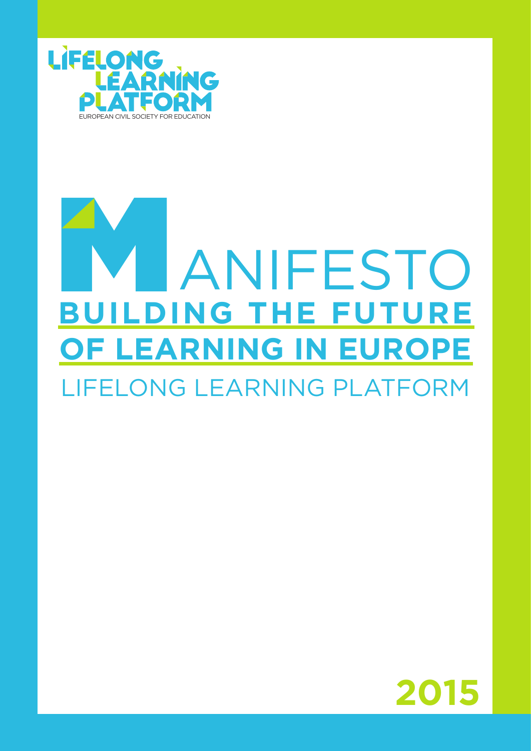LIFELONG LEARNING PLATFORM

EUROPEAN CIVIL SOCIETY FOR EDUCATION

# MANIFESTO

## BUILDING THE FUTURE OF LEARNING IN EUROPE

LIFELONG LEARNING PLATFORM

2015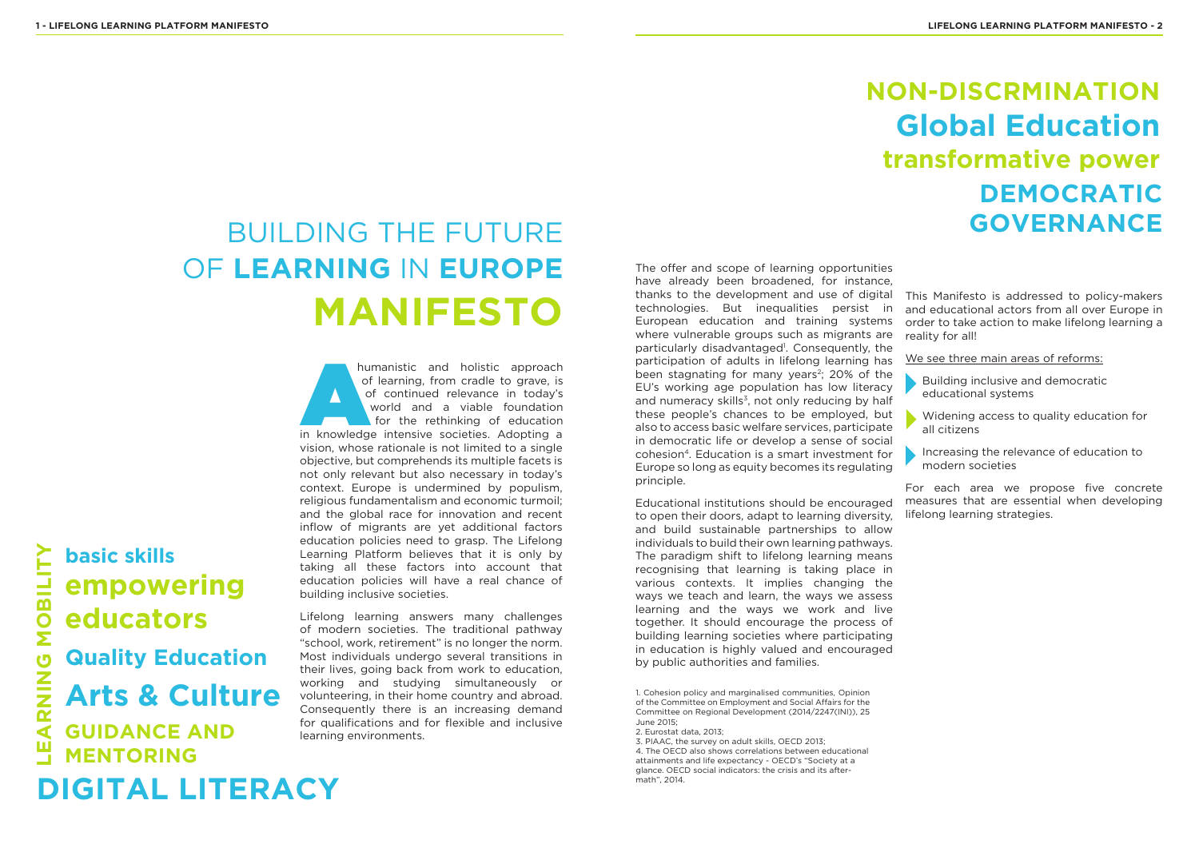# BUILDING THE FUTURE OF **LEARNING** IN **EUROPE**

# MANIFESTO

A humanistic and holistic approach of learning, from cradle to grave, is of continued relevance in today's world and a viable foundation for the rethinking of education in knowledge intensive societies. Adopting a vision, whose rationale is not limited to a single objective, but comprehends its multiple facets is not only relevant but also necessary in today's context. Europe is undermined by populism, religious fundamentalism and economic turmoil; and the global race for innovation and recent inflow of migrants are yet additional factors education policies need to grasp. The Lifelong Learning Platform believes that it is only by taking all these factors into account that education policies will have a real chance of building inclusive societies.

Lifelong learning answers many challenges of modern societies. The traditional pathway "school, work, retirement" is no longer the norm. Most individuals undergo several transitions in their lives, going back from work to education, working and studying simultaneously or volunteering, in their home country and abroad. Consequently there is an increasing demand for qualifications and for flexible and inclusive learning environments.

**LEARNING MOBILITY**

**basic skills**

**empowering educators**

**Quality Education**

**Arts & Culture**

**GUIDANCE AND MENTORING**

**DIGITAL LITERACY**

The offer and scope of learning opportunities have already been broadened, for instance, thanks to the development and use of digital technologies. But inequalities persist in European education and training systems where vulnerable groups such as migrants are particularly disadvantaged[1]. Consequently, the participation of adults in lifelong learning has been stagnating for many years[2]; 20% of the EU's working age population has low literacy and numeracy skills[3], not only reducing by half these people's chances to be employed, but also to access basic welfare services, participate in democratic life or develop a sense of social cohesion[4]. Education is a smart investment for Europe so long as equity becomes its regulating principle.

Educational institutions should be encouraged to open their doors, adapt to learning diversity, and build sustainable partnerships to allow individuals to build their own learning pathways. The paradigm shift to lifelong learning means recognising that learning is taking place in various contexts. It implies changing the ways we teach and learn, the ways we assess learning and the ways we work and live together. It should encourage the process of building learning societies where participating in education is highly valued and encouraged by public authorities and families.

1. Cohesion policy and marginalised communities, Opinion of the Committee on Employment and Social Affairs for the Committee on Regional Development (2014/2247(INI)), 25 June 2015;
2. Eurostat data, 2013;
3. PIAAC, the survey on adult skills, OECD 2013;
4. The OECD also shows correlations between educational attainments and life expectancy - OECD's "Society at a glance. OECD social indicators: the crisis and its aftermath", 2014.

**NON-DISCRMINATION**

**Global Education**

**transformative power**

**DEMOCRATIC GOVERNANCE**

This Manifesto is addressed to policy-makers and educational actors from all over Europe in order to take action to make lifelong learning a reality for all!

We see three main areas of reforms:

- Building inclusive and democratic educational systems
- Widening access to quality education for all citizens
- Increasing the relevance of education to modern societies

For each area we propose five concrete measures that are essential when developing lifelong learning strategies.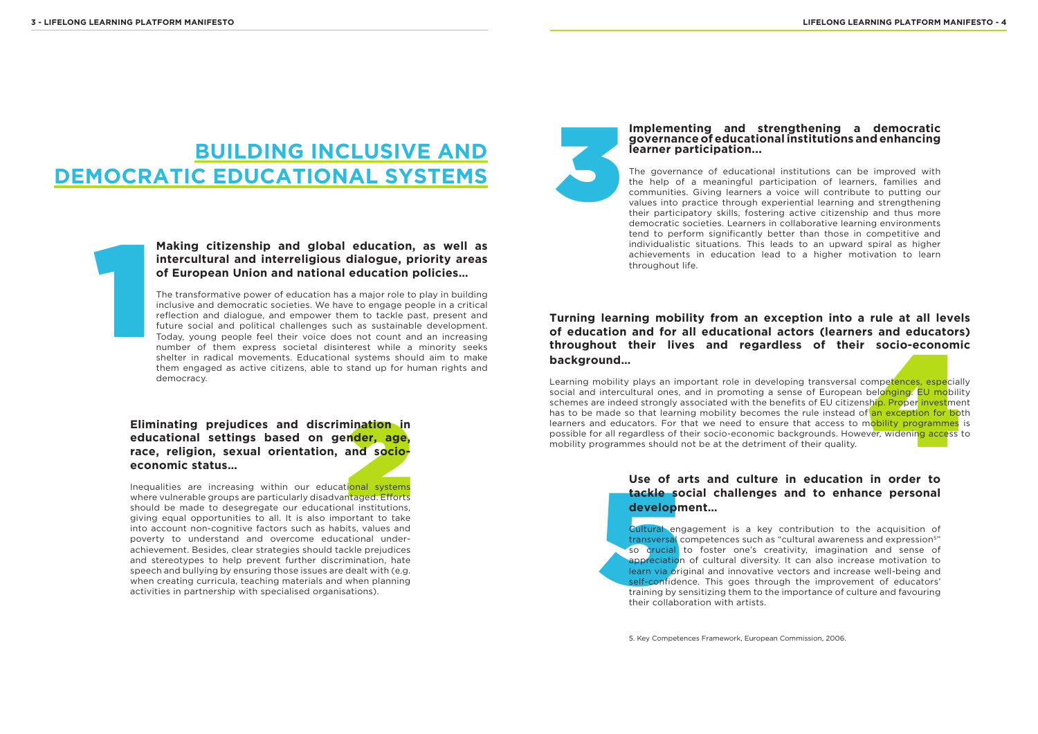# BUILDING INCLUSIVE AND DEMOCRATIC EDUCATIONAL SYSTEMS

## 1

### Making citizenship and global education, as well as intercultural and interreligious dialogue, priority areas of European Union and national education policies…

The transformative power of education has a major role to play in building inclusive and democratic societies. We have to engage people in a critical reflection and dialogue, and empower them to tackle past, present and future social and political challenges such as sustainable development. Today, young people feel their voice does not count and an increasing number of them express societal disinterest while a minority seeks shelter in radical movements. Educational systems should aim to make them engaged as active citizens, able to stand up for human rights and democracy.

## 2

### Eliminating prejudices and discrimination in educational settings based on gender, age, race, religion, sexual orientation, and socio-economic status…

Inequalities are increasing within our educational systems where vulnerable groups are particularly disadvantaged. Efforts should be made to desegregate our educational institutions, giving equal opportunities to all. It is also important to take into account non-cognitive factors such as habits, values and poverty to understand and overcome educational under-achievement. Besides, clear strategies should tackle prejudices and stereotypes to help prevent further discrimination, hate speech and bullying by ensuring those issues are dealt with (e.g. when creating curricula, teaching materials and when planning activities in partnership with specialised organisations).

## 3

### Implementing and strengthening a democratic governance of educational institutions and enhancing learner participation…

The governance of educational institutions can be improved with the help of a meaningful participation of learners, families and communities. Giving learners a voice will contribute to putting our values into practice through experiential learning and strengthening their participatory skills, fostering active citizenship and thus more democratic societies. Learners in collaborative learning environments tend to perform significantly better than those in competitive and individualistic situations. This leads to an upward spiral as higher achievements in education lead to a higher motivation to learn throughout life.

## 4

### Turning learning mobility from an exception into a rule at all levels of education and for all educational actors (learners and educators) throughout their lives and regardless of their socio-economic background…

Learning mobility plays an important role in developing transversal competences, especially social and intercultural ones, and in promoting a sense of European belonging. EU mobility schemes are indeed strongly associated with the benefits of EU citizenship. Proper investment has to be made so that learning mobility becomes the rule instead of an exception for both learners and educators. For that we need to ensure that access to mobility programmes is possible for all regardless of their socio-economic backgrounds. However, widening access to mobility programmes should not be at the detriment of their quality.

## 5

### Use of arts and culture in education in order to tackle social challenges and to enhance personal development…

Cultural engagement is a key contribution to the acquisition of transversal competences such as "cultural awareness and expression[5]" so crucial to foster one's creativity, imagination and sense of appreciation of cultural diversity. It can also increase motivation to learn via original and innovative vectors and increase well-being and self-confidence. This goes through the improvement of educators' training by sensitizing them to the importance of culture and favouring their collaboration with artists.

5. Key Competences Framework, European Commission, 2006.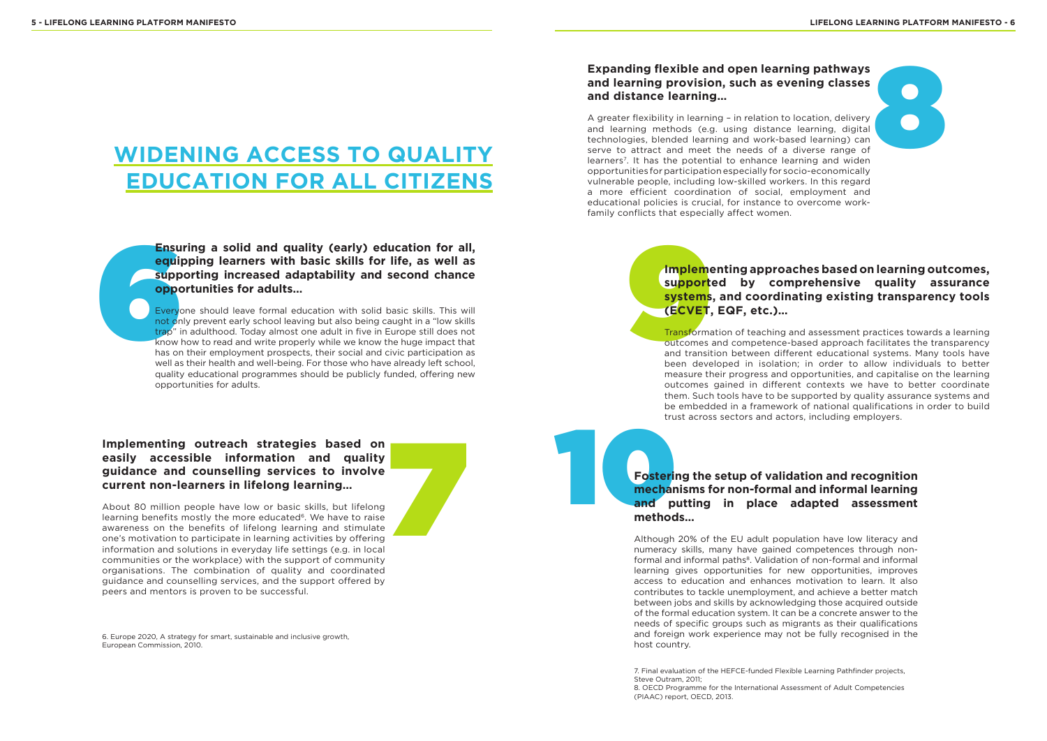# WIDENING ACCESS TO QUALITY EDUCATION FOR ALL CITIZENS

## 6

### Ensuring a solid and quality (early) education for all, equipping learners with basic skills for life, as well as supporting increased adaptability and second chance opportunities for adults…

Everyone should leave formal education with solid basic skills. This will not only prevent early school leaving but also being caught in a "low skills trap" in adulthood. Today almost one adult in five in Europe still does not know how to read and write properly while we know the huge impact that has on their employment prospects, their social and civic participation as well as their health and well-being. For those who have already left school, quality educational programmes should be publicly funded, offering new opportunities for adults.

## 7

### Implementing outreach strategies based on easily accessible information and quality guidance and counselling services to involve current non-learners in lifelong learning…

About 80 million people have low or basic skills, but lifelong learning benefits mostly the more educated[6]. We have to raise awareness on the benefits of lifelong learning and stimulate one's motivation to participate in learning activities by offering information and solutions in everyday life settings (e.g. in local communities or the workplace) with the support of community organisations. The combination of quality and coordinated guidance and counselling services, and the support offered by peers and mentors is proven to be successful.

6. Europe 2020, A strategy for smart, sustainable and inclusive growth, European Commission, 2010.

## 8

### Expanding flexible and open learning pathways and learning provision, such as evening classes and distance learning…

A greater flexibility in learning – in relation to location, delivery and learning methods (e.g. using distance learning, digital technologies, blended learning and work-based learning) can serve to attract and meet the needs of a diverse range of learners[7]. It has the potential to enhance learning and widen opportunities for participation especially for socio-economically vulnerable people, including low-skilled workers. In this regard a more efficient coordination of social, employment and educational policies is crucial, for instance to overcome work-family conflicts that especially affect women.

## 9

### Implementing approaches based on learning outcomes, supported by comprehensive quality assurance systems, and coordinating existing transparency tools (ECVET, EQF, etc.)…

Transformation of teaching and assessment practices towards a learning outcomes and competence-based approach facilitates the transparency and transition between different educational systems. Many tools have been developed in isolation; in order to allow individuals to better measure their progress and opportunities, and capitalise on the learning outcomes gained in different contexts we have to better coordinate them. Such tools have to be supported by quality assurance systems and be embedded in a framework of national qualifications in order to build trust across sectors and actors, including employers.

## 10

### Fostering the setup of validation and recognition mechanisms for non-formal and informal learning and putting in place adapted assessment methods…

Although 20% of the EU adult population have low literacy and numeracy skills, many have gained competences through non-formal and informal paths[8]. Validation of non-formal and informal learning gives opportunities for new opportunities, improves access to education and enhances motivation to learn. It also contributes to tackle unemployment, and achieve a better match between jobs and skills by acknowledging those acquired outside of the formal education system. It can be a concrete answer to the needs of specific groups such as migrants as their qualifications and foreign work experience may not be fully recognised in the host country.

7. Final evaluation of the HEFCE-funded Flexible Learning Pathfinder projects, Steve Outram, 2011;
8. OECD Programme for the International Assessment of Adult Competencies (PIAAC) report, OECD, 2013.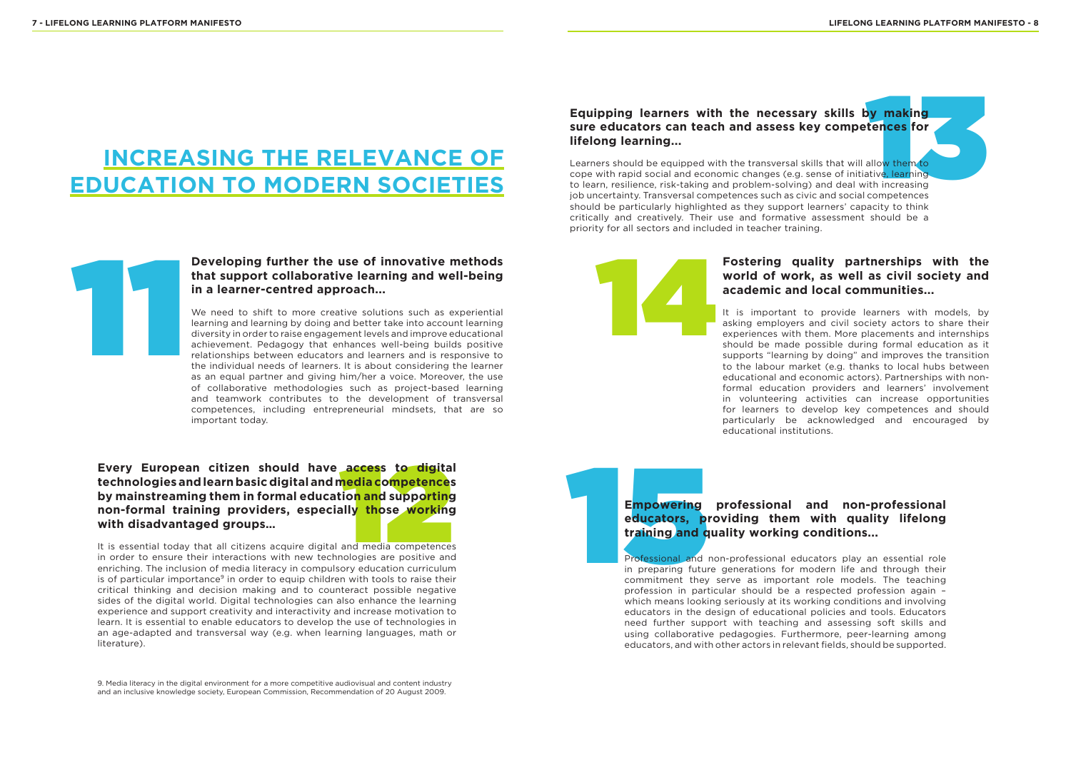# INCREASING THE RELEVANCE OF EDUCATION TO MODERN SOCIETIES

## 11

### Developing further the use of innovative methods that support collaborative learning and well-being in a learner-centred approach...

We need to shift to more creative solutions such as experiential learning and learning by doing and better take into account learning diversity in order to raise engagement levels and improve educational achievement. Pedagogy that enhances well-being builds positive relationships between educators and learners and is responsive to the individual needs of learners. It is about considering the learner as an equal partner and giving him/her a voice. Moreover, the use of collaborative methodologies such as project-based learning and teamwork contributes to the development of transversal competences, including entrepreneurial mindsets, that are so important today.

## 12

### Every European citizen should have access to digital technologies and learn basic digital and media competences by mainstreaming them in formal education and supporting non-formal training providers, especially those working with disadvantaged groups...

It is essential today that all citizens acquire digital and media competences in order to ensure their interactions with new technologies are positive and enriching. The inclusion of media literacy in compulsory education curriculum is of particular importance[9] in order to equip children with tools to raise their critical thinking and decision making and to counteract possible negative sides of the digital world. Digital technologies can also enhance the learning experience and support creativity and interactivity and increase motivation to learn. It is essential to enable educators to develop the use of technologies in an age-adapted and transversal way (e.g. when learning languages, math or literature).

9. Media literacy in the digital environment for a more competitive audiovisual and content industry and an inclusive knowledge society, European Commission, Recommendation of 20 August 2009.

## 13

### Equipping learners with the necessary skills by making sure educators can teach and assess key competences for lifelong learning...

Learners should be equipped with the transversal skills that will allow them to cope with rapid social and economic changes (e.g. sense of initiative, learning to learn, resilience, risk-taking and problem-solving) and deal with increasing job uncertainty. Transversal competences such as civic and social competences should be particularly highlighted as they support learners' capacity to think critically and creatively. Their use and formative assessment should be a priority for all sectors and included in teacher training.

## 14

### Fostering quality partnerships with the world of work, as well as civil society and academic and local communities...

It is important to provide learners with models, by asking employers and civil society actors to share their experiences with them. More placements and internships should be made possible during formal education as it supports "learning by doing" and improves the transition to the labour market (e.g. thanks to local hubs between educational and economic actors). Partnerships with non-formal education providers and learners' involvement in volunteering activities can increase opportunities for learners to develop key competences and should particularly be acknowledged and encouraged by educational institutions.

## 15

### Empowering professional and non-professional educators, providing them with quality lifelong training and quality working conditions...

Professional and non-professional educators play an essential role in preparing future generations for modern life and through their commitment they serve as important role models. The teaching profession in particular should be a respected profession again – which means looking seriously at its working conditions and involving educators in the design of educational policies and tools. Educators need further support with teaching and assessing soft skills and using collaborative pedagogies. Furthermore, peer-learning among educators, and with other actors in relevant fields, should be supported.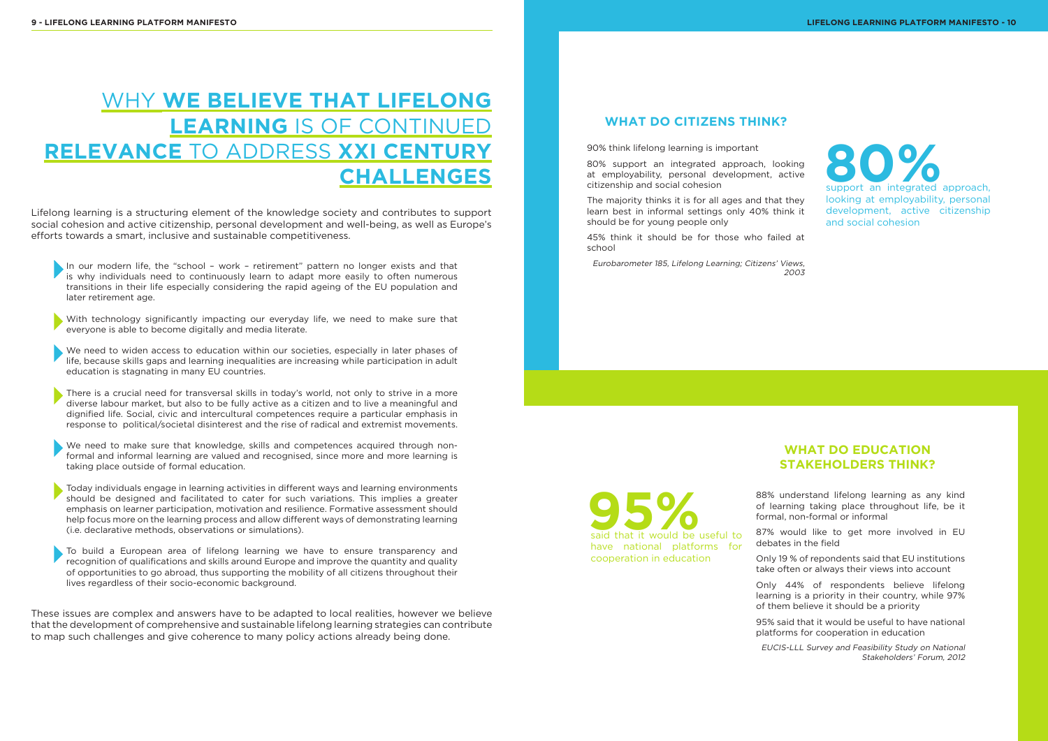# WHY **WE BELIEVE THAT LIFELONG LEARNING** IS OF CONTINUED **RELEVANCE** TO ADDRESS **XXI CENTURY CHALLENGES**

Lifelong learning is a structuring element of the knowledge society and contributes to support social cohesion and active citizenship, personal development and well-being, as well as Europe's efforts towards a smart, inclusive and sustainable competitiveness.

- In our modern life, the "school – work – retirement" pattern no longer exists and that is why individuals need to continuously learn to adapt more easily to often numerous transitions in their life especially considering the rapid ageing of the EU population and later retirement age.
- With technology significantly impacting our everyday life, we need to make sure that everyone is able to become digitally and media literate.
- We need to widen access to education within our societies, especially in later phases of life, because skills gaps and learning inequalities are increasing while participation in adult education is stagnating in many EU countries.
- There is a crucial need for transversal skills in today's world, not only to strive in a more diverse labour market, but also to be fully active as a citizen and to live a meaningful and dignified life. Social, civic and intercultural competences require a particular emphasis in response to political/societal disinterest and the rise of radical and extremist movements.
- We need to make sure that knowledge, skills and competences acquired through non-formal and informal learning are valued and recognised, since more and more learning is taking place outside of formal education.
- Today individuals engage in learning activities in different ways and learning environments should be designed and facilitated to cater for such variations. This implies a greater emphasis on learner participation, motivation and resilience. Formative assessment should help focus more on the learning process and allow different ways of demonstrating learning (i.e. declarative methods, observations or simulations).
- To build a European area of lifelong learning we have to ensure transparency and recognition of qualifications and skills around Europe and improve the quantity and quality of opportunities to go abroad, thus supporting the mobility of all citizens throughout their lives regardless of their socio-economic background.

These issues are complex and answers have to be adapted to local realities, however we believe that the development of comprehensive and sustainable lifelong learning strategies can contribute to map such challenges and give coherence to many policy actions already being done.

## WHAT DO CITIZENS THINK?

90% think lifelong learning is important

80% support an integrated approach, looking at employability, personal development, active citizenship and social cohesion

The majority thinks it is for all ages and that they learn best in informal settings only 40% think it should be for young people only

45% think it should be for those who failed at school

*Eurobarometer 185, Lifelong Learning; Citizens' Views, 2003*

**80%** support an integrated approach, looking at employability, personal development, active citizenship and social cohesion

## WHAT DO EDUCATION STAKEHOLDERS THINK?

**95%** said that it would be useful to have national platforms for cooperation in education

88% understand lifelong learning as any kind of learning taking place throughout life, be it formal, non-formal or informal

87% would like to get more involved in EU debates in the field

Only 19 % of repondents said that EU institutions take often or always their views into account

Only 44% of respondents believe lifelong learning is a priority in their country, while 97% of them believe it should be a priority

95% said that it would be useful to have national platforms for cooperation in education

*EUCIS-LLL Survey and Feasibility Study on National Stakeholders' Forum, 2012*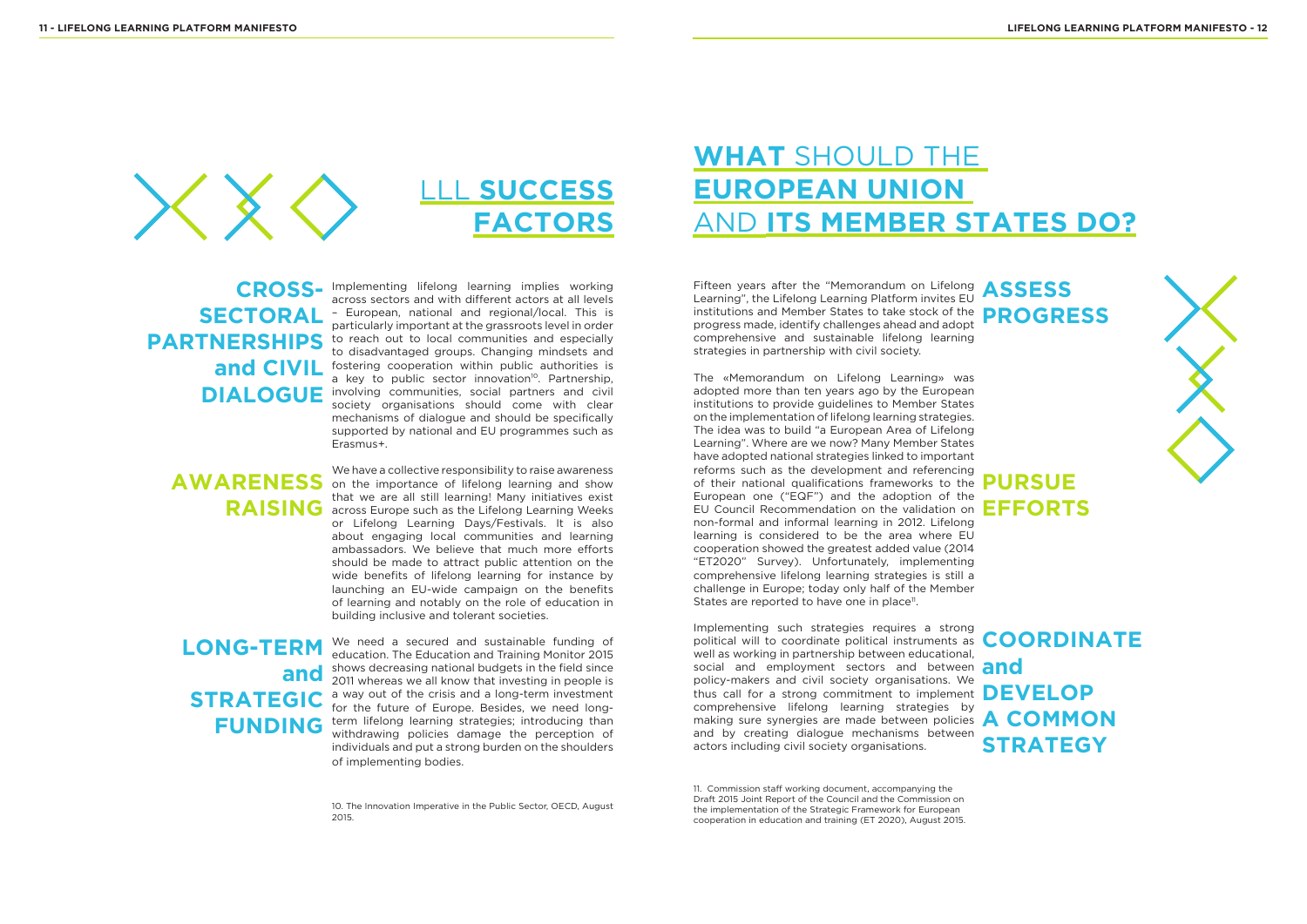# LLL SUCCESS FACTORS

## CROSS-SECTORAL PARTNERSHIPS and CIVIL DIALOGUE

Implementing lifelong learning implies working across sectors and with different actors at all levels – European, national and regional/local. This is particularly important at the grassroots level in order to reach out to local communities and especially to disadvantaged groups. Changing mindsets and fostering cooperation within public authorities is a key to public sector innovation[10]. Partnership, involving communities, social partners and civil society organisations should come with clear mechanisms of dialogue and should be specifically supported by national and EU programmes such as Erasmus+.

## AWARENESS RAISING

We have a collective responsibility to raise awareness on the importance of lifelong learning and show that we are all still learning! Many initiatives exist across Europe such as the Lifelong Learning Weeks or Lifelong Learning Days/Festivals. It is also about engaging local communities and learning ambassadors. We believe that much more efforts should be made to attract public attention on the wide benefits of lifelong learning for instance by launching an EU-wide campaign on the benefits of learning and notably on the role of education in building inclusive and tolerant societies.

## LONG-TERM and STRATEGIC FUNDING

We need a secured and sustainable funding of education. The Education and Training Monitor 2015 shows decreasing national budgets in the field since 2011 whereas we all know that investing in people is a way out of the crisis and a long-term investment for the future of Europe. Besides, we need long-term lifelong learning strategies; introducing than withdrawing policies damage the perception of individuals and put a strong burden on the shoulders of implementing bodies.

10. The Innovation Imperative in the Public Sector, OECD, August 2015.

# WHAT SHOULD THE EUROPEAN UNION AND ITS MEMBER STATES DO?

## ASSESS PROGRESS

Fifteen years after the "Memorandum on Lifelong Learning", the Lifelong Learning Platform invites EU institutions and Member States to take stock of the progress made, identify challenges ahead and adopt comprehensive and sustainable lifelong learning strategies in partnership with civil society.

## PURSUE EFFORTS

The «Memorandum on Lifelong Learning» was adopted more than ten years ago by the European institutions to provide guidelines to Member States on the implementation of lifelong learning strategies. The idea was to build "a European Area of Lifelong Learning". Where are we now? Many Member States have adopted national strategies linked to important reforms such as the development and referencing of their national qualifications frameworks to the European one ("EQF") and the adoption of the EU Council Recommendation on the validation on non-formal and informal learning in 2012. Lifelong learning is considered to be the area where EU cooperation showed the greatest added value (2014 "ET2020" Survey). Unfortunately, implementing comprehensive lifelong learning strategies is still a challenge in Europe; today only half of the Member States are reported to have one in place[11].

## COORDINATE and DEVELOP A COMMON STRATEGY

Implementing such strategies requires a strong political will to coordinate political instruments as well as working in partnership between educational, social and employment sectors and between policy-makers and civil society organisations. We thus call for a strong commitment to implement comprehensive lifelong learning strategies by making sure synergies are made between policies and by creating dialogue mechanisms between actors including civil society organisations.

11. Commission staff working document, accompanying the Draft 2015 Joint Report of the Council and the Commission on the implementation of the Strategic Framework for European cooperation in education and training (ET 2020), August 2015.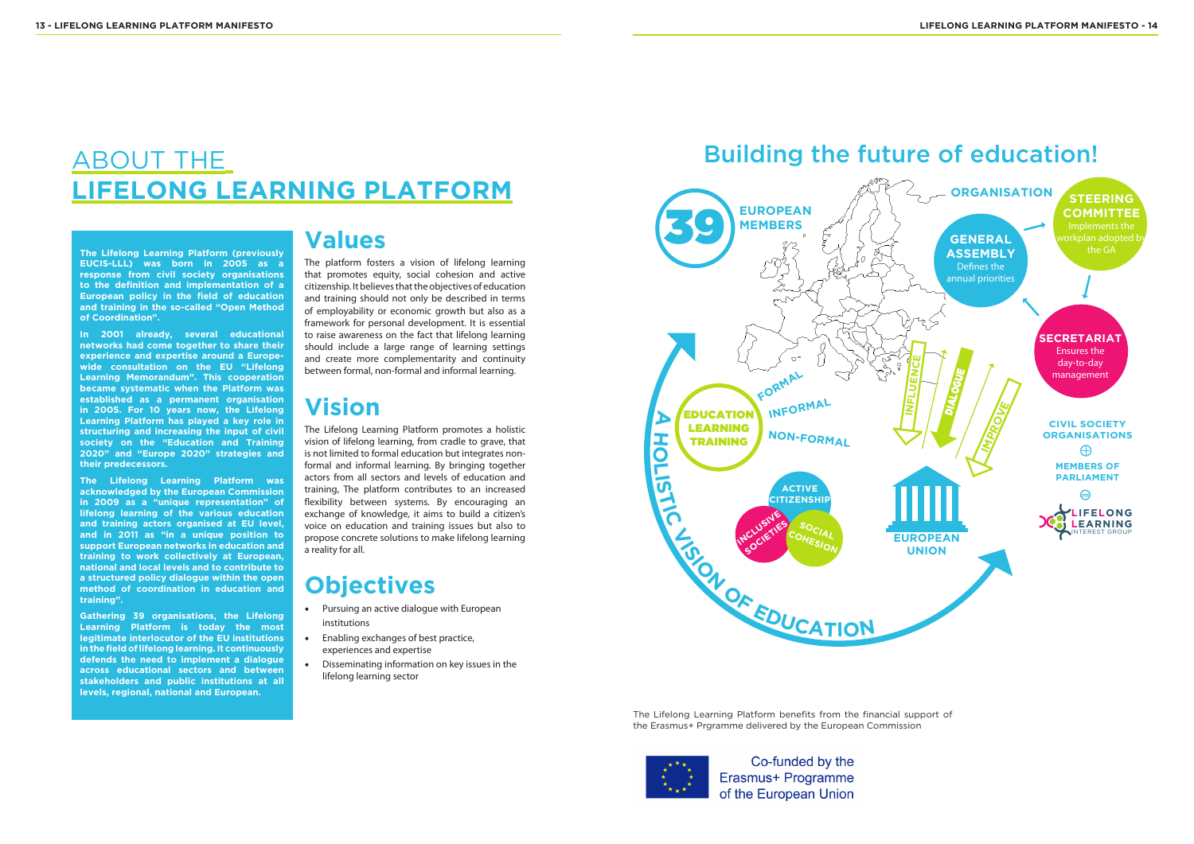# ABOUT THE LIFELONG LEARNING PLATFORM

**The Lifelong Learning Platform (previously EUCIS-LLL) was born in 2005 as a response from civil society organisations to the definition and implementation of a European policy in the field of education and training in the so-called "Open Method of Coordination".**

**In 2001 already, several educational networks had come together to share their experience and expertise around a Europe-wide consultation on the EU "Lifelong Learning Memorandum". This cooperation became systematic when the Platform was established as a permanent organisation in 2005. For 10 years now, the Lifelong Learning Platform has played a key role in structuring and increasing the input of civil society on the "Education and Training 2020" and "Europe 2020" strategies and their predecessors.**

**The Lifelong Learning Platform was acknowledged by the European Commission in 2009 as a "unique representation" of lifelong learning of the various education and training actors organised at EU level, and in 2011 as "in a unique position to support European networks in education and training to work collectively at European, national and local levels and to contribute to a structured policy dialogue within the open method of coordination in education and training".**

**Gathering 39 organisations, the Lifelong Learning Platform is today the most legitimate interlocutor of the EU institutions in the field of lifelong learning. It continuously defends the need to implement a dialogue across educational sectors and between stakeholders and public institutions at all levels, regional, national and European.**

## Values

The platform fosters a vision of lifelong learning that promotes equity, social cohesion and active citizenship. It believes that the objectives of education and training should not only be described in terms of employability or economic growth but also as a framework for personal development. It is essential to raise awareness on the fact that lifelong learning should include a large range of learning settings and create more complementarity and continuity between formal, non-formal and informal learning.

## Vision

The Lifelong Learning Platform promotes a holistic vision of lifelong learning, from cradle to grave, that is not limited to formal education but integrates non-formal and informal learning. By bringing together actors from all sectors and levels of education and training, The platform contributes to an increased flexibility between systems. By encouraging an exchange of knowledge, it aims to build a citizen's voice on education and training issues but also to propose concrete solutions to make lifelong learning a reality for all.

## Objectives

- Pursuing an active dialogue with European institutions
- Enabling exchanges of best practice, experiences and expertise
- Disseminating information on key issues in the lifelong learning sector

# Building the future of education!

39 EUROPEAN MEMBERS

ORGANISATION

**GENERAL ASSEMBLY** Defines the annual priorities

**STEERING COMMITTEE** Implements the workplan adopted by the GA

**SECRETARIAT** Ensures the day-to-day management

EDUCATION LEARNING TRAINING

FORMAL · INFORMAL · NON-FORMAL

INFLUENCE · DIALOGUE · IMPROVE

ACTIVE CITIZENSHIP · INCLUSIVE SOCIETIES · SOCIAL COHESION

EUROPEAN UNION

CIVIL SOCIETY ORGANISATIONS ⊕ MEMBERS OF PARLIAMENT ⊜ LIFELONG LEARNING INTEREST GROUP

A HOLISTIC VISION OF EDUCATION

The Lifelong Learning Platform benefits from the financial support of the Erasmus+ Prgramme delivered by the European Commission

Co-funded by the Erasmus+ Programme of the European Union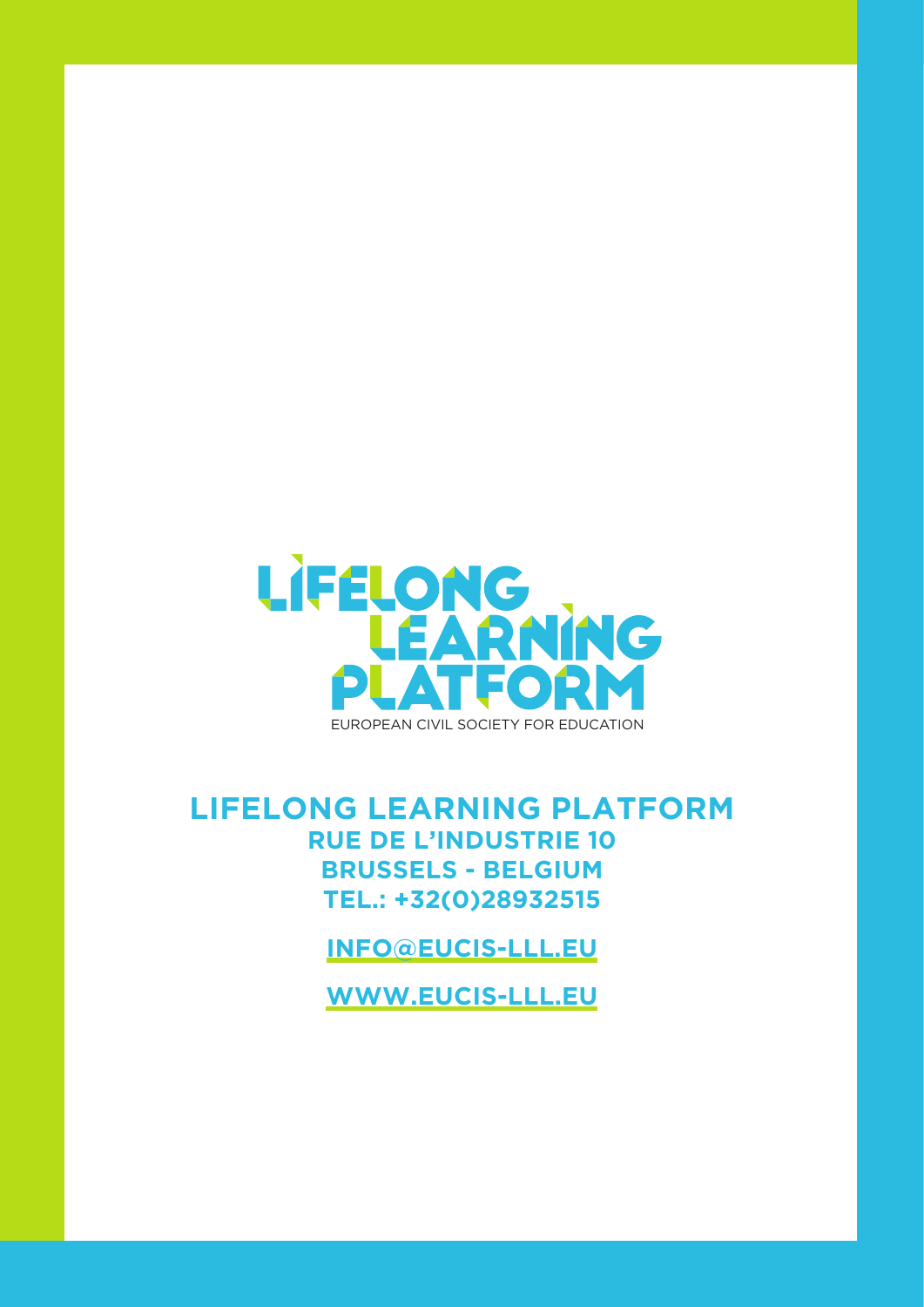LIFELONG LEARNING PLATFORM

EUROPEAN CIVIL SOCIETY FOR EDUCATION

**LIFELONG LEARNING PLATFORM**

**RUE DE L'INDUSTRIE 10**

**BRUSSELS - BELGIUM**

**TEL.: +32(0)28932515**

**INFO@EUCIS-LLL.EU**

**WWW.EUCIS-LLL.EU**